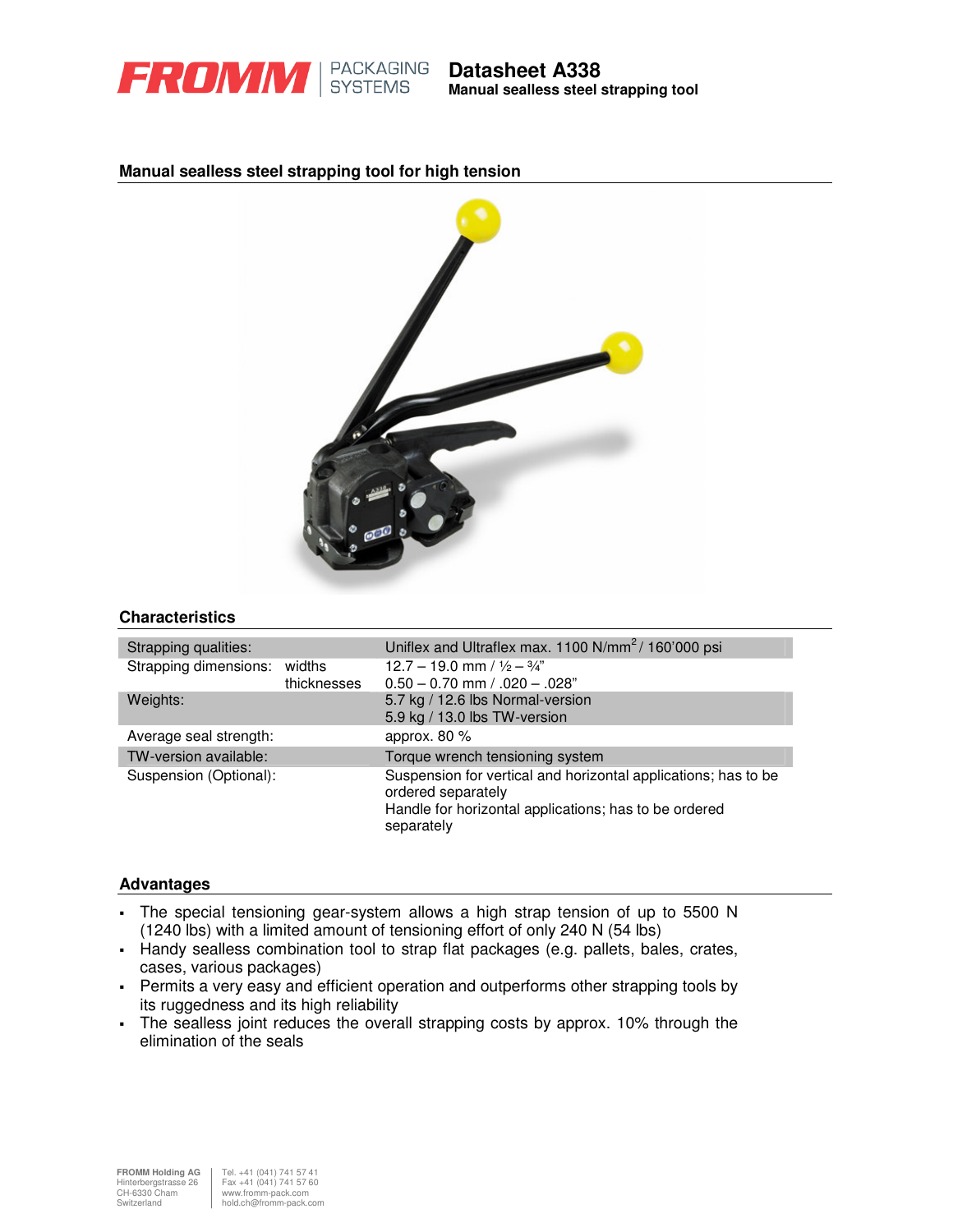# Datasheet A338

**Manual sealless steel strapping tool**

## Manual sealless steel strapping tool for high tension

## Characteristics

| | | |
|---|---|---|
| Strapping qualities: | | Uniflex and Ultraflex max. 1100 N/mm$^2$ / 160'000 psi |
| Strapping dimensions: | widths | 12.7 – 19.0 mm / ½ – ¾" |
| | thicknesses | 0.50 – 0.70 mm / .020 – .028" |
| Weights: | | 5.7 kg / 12.6 lbs Normal-version<br>5.9 kg / 13.0 lbs TW-version |
| Average seal strength: | | approx. 80 % |
| TW-version available: | | Torque wrench tensioning system |
| Suspension (Optional): | | Suspension for vertical and horizontal applications; has to be ordered separately<br>Handle for horizontal applications; has to be ordered separately |

## Advantages

- The special tensioning gear-system allows a high strap tension of up to 5500 N (1240 lbs) with a limited amount of tensioning effort of only 240 N (54 lbs)
- Handy sealless combination tool to strap flat packages (e.g. pallets, bales, crates, cases, various packages)
- Permits a very easy and efficient operation and outperforms other strapping tools by its ruggedness and its high reliability
- The sealless joint reduces the overall strapping costs by approx. 10% through the elimination of the seals

**FROMM Holding AG**
Hinterbergstrasse 26
CH-6330 Cham
Switzerland

Tel. +41 (041) 741 57 41
Fax +41 (041) 741 57 60
www.fromm-pack.com
hold.ch@fromm-pack.com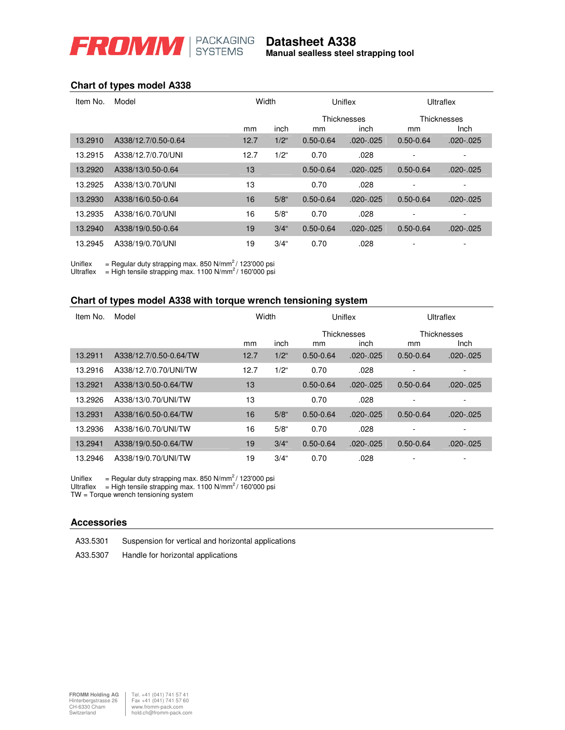# Datasheet A338

**Manual sealless steel strapping tool**

## Chart of types model A338

| Item No. | Model | Width | | Uniflex | | Ultraflex | |
|---|---|---|---|---|---|---|---|
| | | | | Thicknesses | | Thicknesses | |
| | | mm | inch | mm | inch | mm | Inch |
| 13.2910 | A338/12.7/0.50-0.64 | 12.7 | 1/2" | 0.50-0.64 | .020-.025 | 0.50-0.64 | .020-.025 |
| 13.2915 | A338/12.7/0.70/UNI | 12.7 | 1/2" | 0.70 | .028 | - | - |
| 13.2920 | A338/13/0.50-0.64 | 13 | | 0.50-0.64 | .020-.025 | 0.50-0.64 | .020-.025 |
| 13.2925 | A338/13/0.70/UNI | 13 | | 0.70 | .028 | - | - |
| 13.2930 | A338/16/0.50-0.64 | 16 | 5/8" | 0.50-0.64 | .020-.025 | 0.50-0.64 | .020-.025 |
| 13.2935 | A338/16/0.70/UNI | 16 | 5/8" | 0.70 | .028 | - | - |
| 13.2940 | A338/19/0.50-0.64 | 19 | 3/4" | 0.50-0.64 | .020-.025 | 0.50-0.64 | .020-.025 |
| 13.2945 | A338/19/0.70/UNI | 19 | 3/4" | 0.70 | .028 | - | - |

Uniflex = Regular duty strapping max. 850 N/mm$^2$ / 123'000 psi
Ultraflex = High tensile strapping max. 1100 N/mm$^2$ / 160'000 psi

## Chart of types model A338 with torque wrench tensioning system

| Item No. | Model | Width | | Uniflex | | Ultraflex | |
|---|---|---|---|---|---|---|---|
| | | | | Thicknesses | | Thicknesses | |
| | | mm | inch | mm | inch | mm | Inch |
| 13.2911 | A338/12.7/0.50-0.64/TW | 12.7 | 1/2" | 0.50-0.64 | .020-.025 | 0.50-0.64 | .020-.025 |
| 13.2916 | A338/12.7/0.70/UNI/TW | 12.7 | 1/2" | 0.70 | .028 | - | - |
| 13.2921 | A338/13/0.50-0.64/TW | 13 | | 0.50-0.64 | .020-.025 | 0.50-0.64 | .020-.025 |
| 13.2926 | A338/13/0.70/UNI/TW | 13 | | 0.70 | .028 | - | - |
| 13.2931 | A338/16/0.50-0.64/TW | 16 | 5/8" | 0.50-0.64 | .020-.025 | 0.50-0.64 | .020-.025 |
| 13.2936 | A338/16/0.70/UNI/TW | 16 | 5/8" | 0.70 | .028 | - | - |
| 13.2941 | A338/19/0.50-0.64/TW | 19 | 3/4" | 0.50-0.64 | .020-.025 | 0.50-0.64 | .020-.025 |
| 13.2946 | A338/19/0.70/UNI/TW | 19 | 3/4" | 0.70 | .028 | - | - |

Uniflex = Regular duty strapping max. 850 N/mm$^2$ / 123'000 psi
Ultraflex = High tensile strapping max. 1100 N/mm$^2$ / 160'000 psi
TW = Torque wrench tensioning system

## Accessories

| | |
|---|---|
| A33.5301 | Suspension for vertical and horizontal applications |
| A33.5307 | Handle for horizontal applications |

FROMM Holding AG
Hinterbergstrasse 26
CH-6330 Cham
Switzerland

Tel. +41 (041) 741 57 41
Fax +41 (041) 741 57 60
www.fromm-pack.com
hold.ch@fromm-pack.com